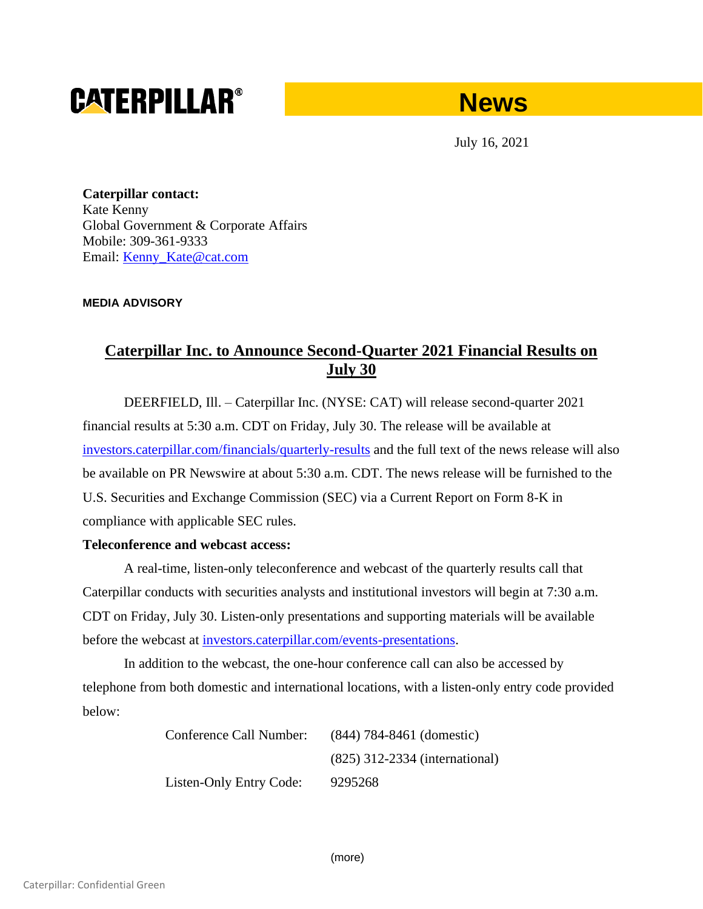**CATERPILLAR®** **News**

July 16, 2021

**Caterpillar contact:**
Kate Kenny
Global Government & Corporate Affairs
Mobile: 309-361-9333
Email: Kenny_Kate@cat.com

**MEDIA ADVISORY**

# Caterpillar Inc. to Announce Second-Quarter 2021 Financial Results on July 30

DEERFIELD, Ill. – Caterpillar Inc. (NYSE: CAT) will release second-quarter 2021 financial results at 5:30 a.m. CDT on Friday, July 30. The release will be available at investors.caterpillar.com/financials/quarterly-results and the full text of the news release will also be available on PR Newswire at about 5:30 a.m. CDT. The news release will be furnished to the U.S. Securities and Exchange Commission (SEC) via a Current Report on Form 8-K in compliance with applicable SEC rules.

**Teleconference and webcast access:**

A real-time, listen-only teleconference and webcast of the quarterly results call that Caterpillar conducts with securities analysts and institutional investors will begin at 7:30 a.m. CDT on Friday, July 30. Listen-only presentations and supporting materials will be available before the webcast at investors.caterpillar.com/events-presentations.

In addition to the webcast, the one-hour conference call can also be accessed by telephone from both domestic and international locations, with a listen-only entry code provided below:

| | |
|---|---|
| Conference Call Number: | (844) 784-8461 (domestic) |
| | (825) 312-2334 (international) |
| Listen-Only Entry Code: | 9295268 |

(more)

Caterpillar: Confidential Green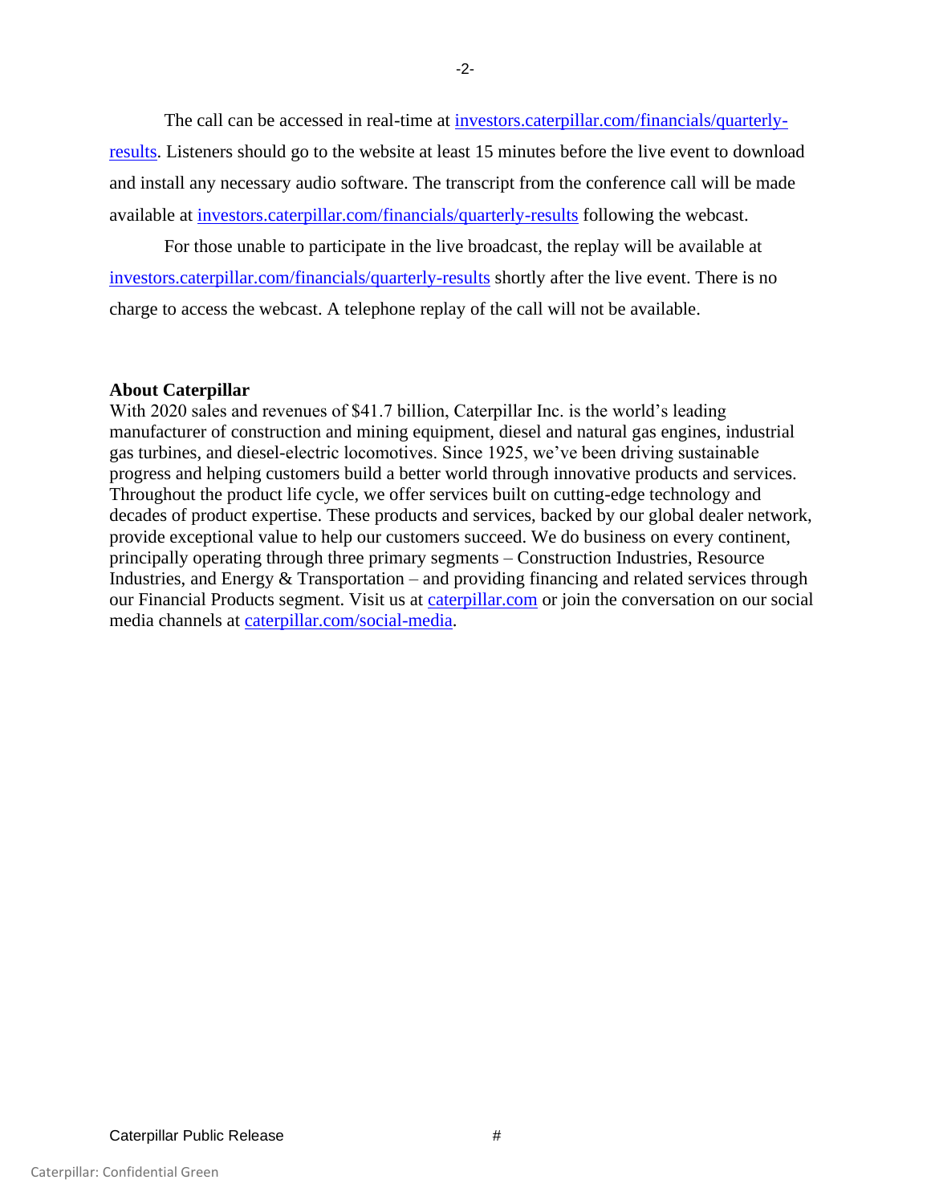The call can be accessed in real-time at investors.caterpillar.com/financials/quarterly-results. Listeners should go to the website at least 15 minutes before the live event to download and install any necessary audio software. The transcript from the conference call will be made available at investors.caterpillar.com/financials/quarterly-results following the webcast.

For those unable to participate in the live broadcast, the replay will be available at investors.caterpillar.com/financials/quarterly-results shortly after the live event. There is no charge to access the webcast. A telephone replay of the call will not be available.

**About Caterpillar**

With 2020 sales and revenues of $41.7 billion, Caterpillar Inc. is the world's leading manufacturer of construction and mining equipment, diesel and natural gas engines, industrial gas turbines, and diesel-electric locomotives. Since 1925, we've been driving sustainable progress and helping customers build a better world through innovative products and services. Throughout the product life cycle, we offer services built on cutting-edge technology and decades of product expertise. These products and services, backed by our global dealer network, provide exceptional value to help our customers succeed. We do business on every continent, principally operating through three primary segments – Construction Industries, Resource Industries, and Energy & Transportation – and providing financing and related services through our Financial Products segment. Visit us at caterpillar.com or join the conversation on our social media channels at caterpillar.com/social-media.

#